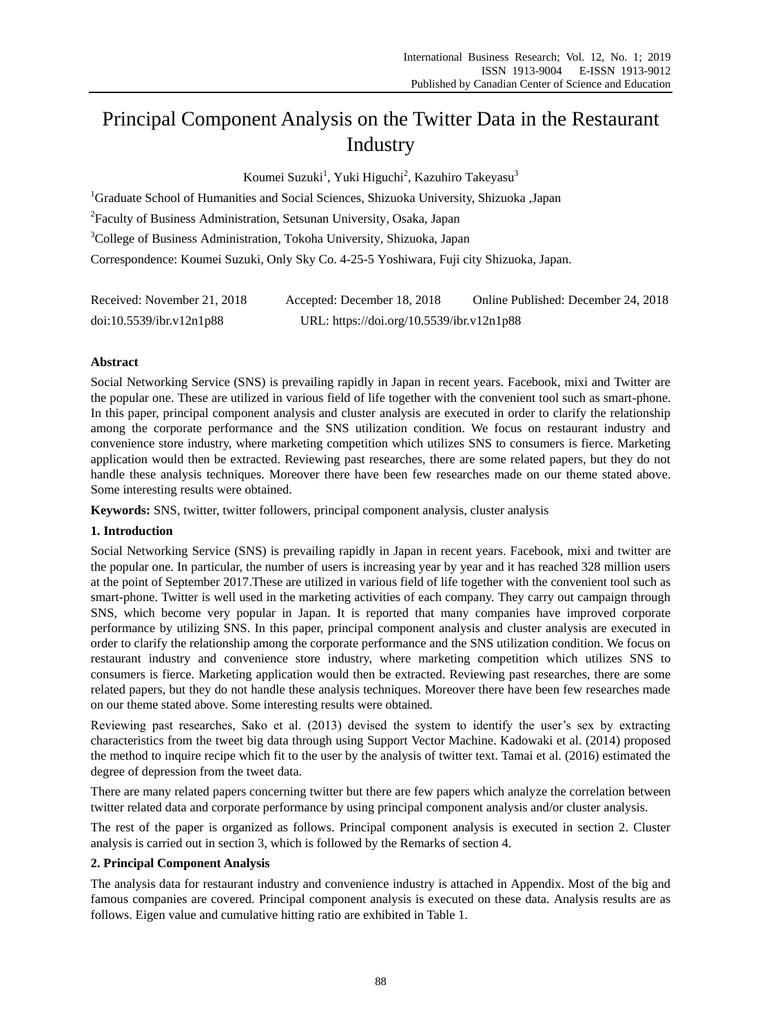# Principal Component Analysis on the Twitter Data in the Restaurant Industry

Koumei Suzuki[1], Yuki Higuchi[2], Kazuhiro Takeyasu[3]

[1]Graduate School of Humanities and Social Sciences, Shizuoka University, Shizuoka ,Japan

[2]Faculty of Business Administration, Setsunan University, Osaka, Japan

[3]College of Business Administration, Tokoha University, Shizuoka, Japan

Correspondence: Koumei Suzuki, Only Sky Co. 4-25-5 Yoshiwara, Fuji city Shizuoka, Japan.

Received: November 21, 2018 Accepted: December 18, 2018 Online Published: December 24, 2018

doi:10.5539/ibr.v12n1p88 URL: https://doi.org/10.5539/ibr.v12n1p88

**Abstract**

Social Networking Service (SNS) is prevailing rapidly in Japan in recent years. Facebook, mixi and Twitter are the popular one. These are utilized in various field of life together with the convenient tool such as smart-phone. In this paper, principal component analysis and cluster analysis are executed in order to clarify the relationship among the corporate performance and the SNS utilization condition. We focus on restaurant industry and convenience store industry, where marketing competition which utilizes SNS to consumers is fierce. Marketing application would then be extracted. Reviewing past researches, there are some related papers, but they do not handle these analysis techniques. Moreover there have been few researches made on our theme stated above. Some interesting results were obtained.

**Keywords:** SNS, twitter, twitter followers, principal component analysis, cluster analysis

## 1. Introduction

Social Networking Service (SNS) is prevailing rapidly in Japan in recent years. Facebook, mixi and twitter are the popular one. In particular, the number of users is increasing year by year and it has reached 328 million users at the point of September 2017.These are utilized in various field of life together with the convenient tool such as smart-phone. Twitter is well used in the marketing activities of each company. They carry out campaign through SNS, which become very popular in Japan. It is reported that many companies have improved corporate performance by utilizing SNS. In this paper, principal component analysis and cluster analysis are executed in order to clarify the relationship among the corporate performance and the SNS utilization condition. We focus on restaurant industry and convenience store industry, where marketing competition which utilizes SNS to consumers is fierce. Marketing application would then be extracted. Reviewing past researches, there are some related papers, but they do not handle these analysis techniques. Moreover there have been few researches made on our theme stated above. Some interesting results were obtained.

Reviewing past researches, Sako et al. (2013) devised the system to identify the user's sex by extracting characteristics from the tweet big data through using Support Vector Machine. Kadowaki et al. (2014) proposed the method to inquire recipe which fit to the user by the analysis of twitter text. Tamai et al. (2016) estimated the degree of depression from the tweet data.

There are many related papers concerning twitter but there are few papers which analyze the correlation between twitter related data and corporate performance by using principal component analysis and/or cluster analysis.

The rest of the paper is organized as follows. Principal component analysis is executed in section 2. Cluster analysis is carried out in section 3, which is followed by the Remarks of section 4.

## 2. Principal Component Analysis

The analysis data for restaurant industry and convenience industry is attached in Appendix. Most of the big and famous companies are covered. Principal component analysis is executed on these data. Analysis results are as follows. Eigen value and cumulative hitting ratio are exhibited in Table 1.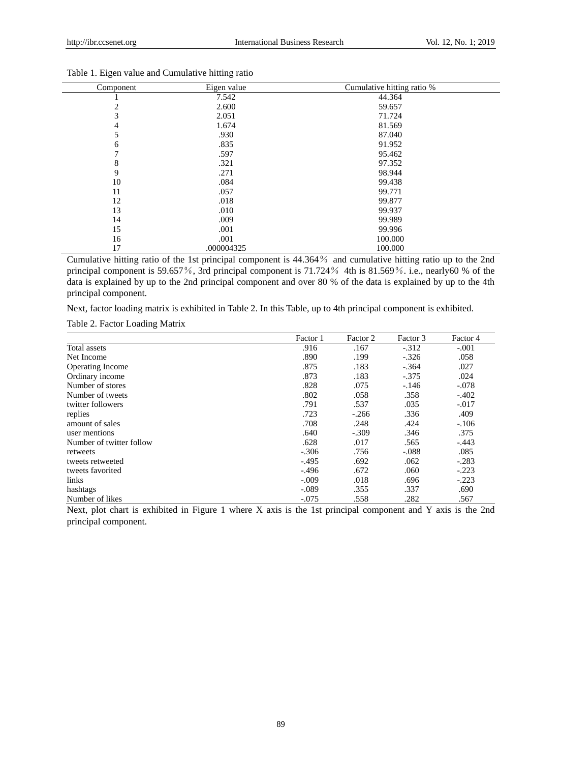Table 1. Eigen value and Cumulative hitting ratio

| Component | Eigen value | Cumulative hitting ratio % |
|---|---|---|
| 1 | 7.542 | 44.364 |
| 2 | 2.600 | 59.657 |
| 3 | 2.051 | 71.724 |
| 4 | 1.674 | 81.569 |
| 5 | .930 | 87.040 |
| 6 | .835 | 91.952 |
| 7 | .597 | 95.462 |
| 8 | .321 | 97.352 |
| 9 | .271 | 98.944 |
| 10 | .084 | 99.438 |
| 11 | .057 | 99.771 |
| 12 | .018 | 99.877 |
| 13 | .010 | 99.937 |
| 14 | .009 | 99.989 |
| 15 | .001 | 99.996 |
| 16 | .001 | 100.000 |
| 17 | .000004325 | 100.000 |

Cumulative hitting ratio of the 1st principal component is 44.364％ and cumulative hitting ratio up to the 2nd principal component is 59.657％, 3rd principal component is 71.724％ 4th is 81.569％. i.e., nearly60 % of the data is explained by up to the 2nd principal component and over 80 % of the data is explained by up to the 4th principal component.

Next, factor loading matrix is exhibited in Table 2. In this Table, up to 4th principal component is exhibited.

Table 2. Factor Loading Matrix

| | Factor 1 | Factor 2 | Factor 3 | Factor 4 |
|---|---|---|---|---|
| Total assets | .916 | .167 | -.312 | -.001 |
| Net Income | .890 | .199 | -.326 | .058 |
| Operating Income | .875 | .183 | -.364 | .027 |
| Ordinary income | .873 | .183 | -.375 | .024 |
| Number of stores | .828 | .075 | -.146 | -.078 |
| Number of tweets | .802 | .058 | .358 | -.402 |
| twitter followers | .791 | .537 | .035 | -.017 |
| replies | .723 | -.266 | .336 | .409 |
| amount of sales | .708 | .248 | .424 | -.106 |
| user mentions | .640 | -.309 | .346 | .375 |
| Number of twitter follow | .628 | .017 | .565 | -.443 |
| retweets | -.306 | .756 | -.088 | .085 |
| tweets retweeted | -.495 | .692 | .062 | -.283 |
| tweets favorited | -.496 | .672 | .060 | -.223 |
| links | -.009 | .018 | .696 | -.223 |
| hashtags | -.089 | .355 | .337 | .690 |
| Number of likes | -.075 | .558 | .282 | .567 |

Next, plot chart is exhibited in Figure 1 where X axis is the 1st principal component and Y axis is the 2nd principal component.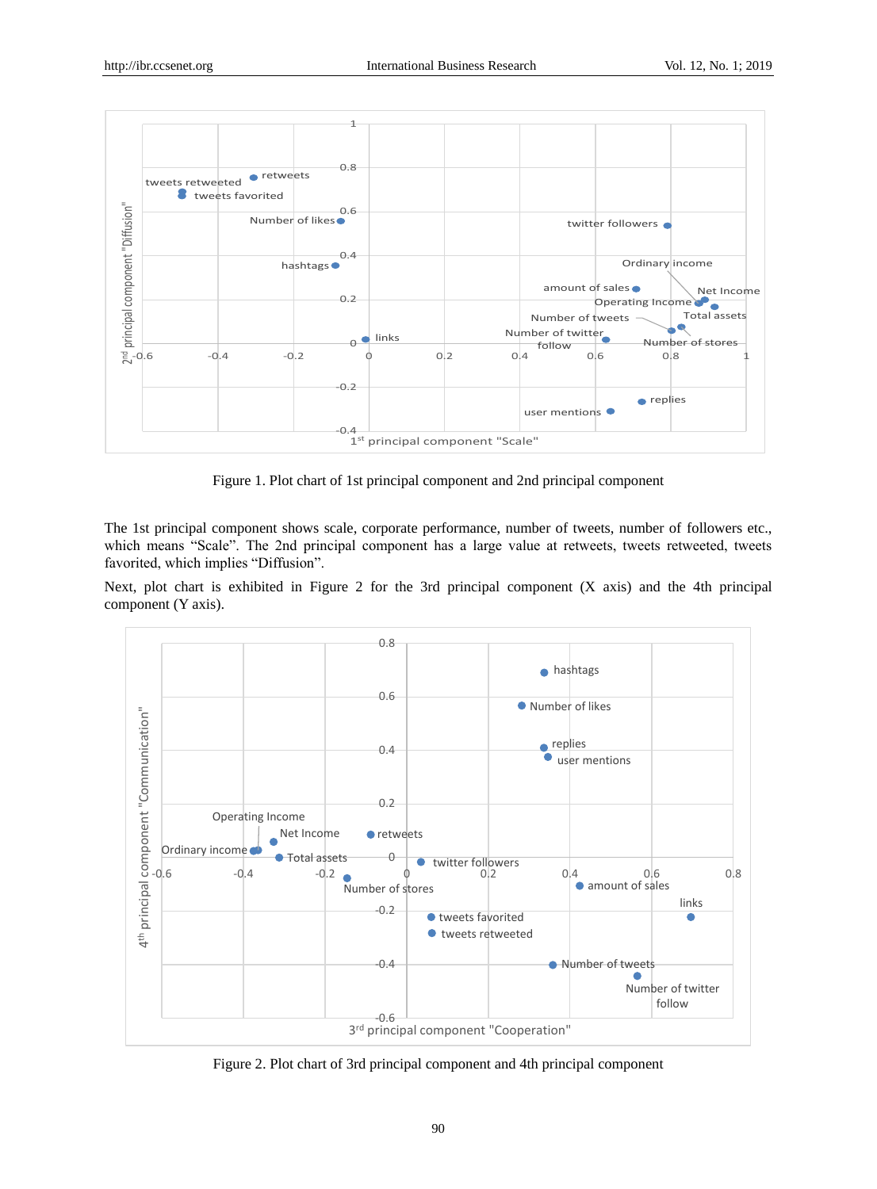Figure 1. Plot chart of 1st principal component and 2nd principal component

The 1st principal component shows scale, corporate performance, number of tweets, number of followers etc., which means "Scale". The 2nd principal component has a large value at retweets, tweets retweeted, tweets favorited, which implies "Diffusion".

Next, plot chart is exhibited in Figure 2 for the 3rd principal component (X axis) and the 4th principal component (Y axis).

Figure 2. Plot chart of 3rd principal component and 4th principal component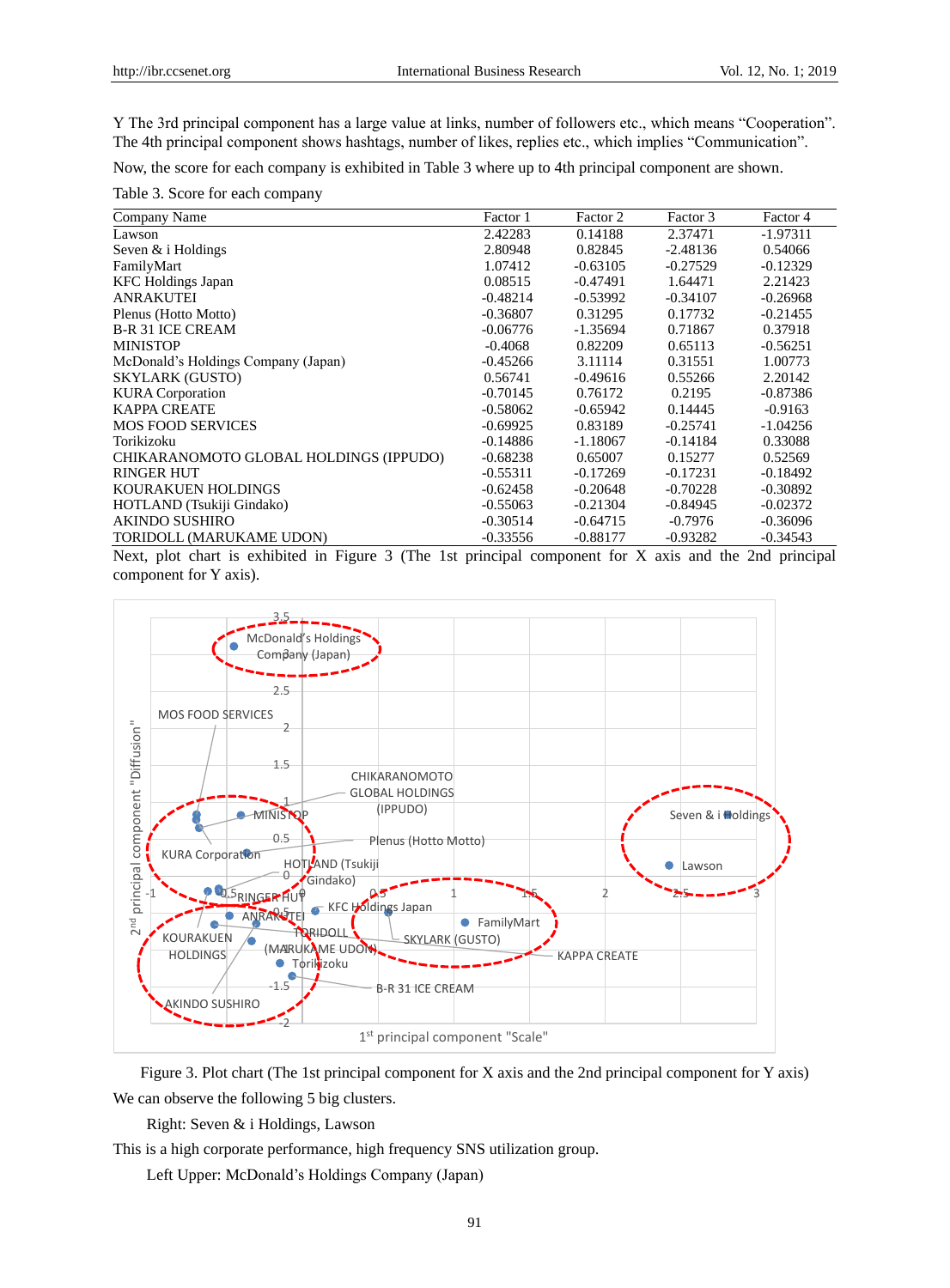Y The 3rd principal component has a large value at links, number of followers etc., which means "Cooperation". The 4th principal component shows hashtags, number of likes, replies etc., which implies "Communication".

Now, the score for each company is exhibited in Table 3 where up to 4th principal component are shown.

Table 3. Score for each company

| Company Name | Factor 1 | Factor 2 | Factor 3 | Factor 4 |
|---|---|---|---|---|
| Lawson | 2.42283 | 0.14188 | 2.37471 | -1.97311 |
| Seven & i Holdings | 2.80948 | 0.82845 | -2.48136 | 0.54066 |
| FamilyMart | 1.07412 | -0.63105 | -0.27529 | -0.12329 |
| KFC Holdings Japan | 0.08515 | -0.47491 | 1.64471 | 2.21423 |
| ANRAKUTEI | -0.48214 | -0.53992 | -0.34107 | -0.26968 |
| Plenus (Hotto Motto) | -0.36807 | 0.31295 | 0.17732 | -0.21455 |
| B-R 31 ICE CREAM | -0.06776 | -1.35694 | 0.71867 | 0.37918 |
| MINISTOP | -0.4068 | 0.82209 | 0.65113 | -0.56251 |
| McDonald's Holdings Company (Japan) | -0.45266 | 3.11114 | 0.31551 | 1.00773 |
| SKYLARK (GUSTO) | 0.56741 | -0.49616 | 0.55266 | 2.20142 |
| KURA Corporation | -0.70145 | 0.76172 | 0.2195 | -0.87386 |
| KAPPA CREATE | -0.58062 | -0.65942 | 0.14445 | -0.9163 |
| MOS FOOD SERVICES | -0.69925 | 0.83189 | -0.25741 | -1.04256 |
| Torikizoku | -0.14886 | -1.18067 | -0.14184 | 0.33088 |
| CHIKARANOMOTO GLOBAL HOLDINGS (IPPUDO) | -0.68238 | 0.65007 | 0.15277 | 0.52569 |
| RINGER HUT | -0.55311 | -0.17269 | -0.17231 | -0.18492 |
| KOURAKUEN HOLDINGS | -0.62458 | -0.20648 | -0.70228 | -0.30892 |
| HOTLAND (Tsukiji Gindako) | -0.55063 | -0.21304 | -0.84945 | -0.02372 |
| AKINDO SUSHIRO | -0.30514 | -0.64715 | -0.7976 | -0.36096 |
| TORIDOLL (MARUKAME UDON) | -0.33556 | -0.88177 | -0.93282 | -0.34543 |

Next, plot chart is exhibited in Figure 3 (The 1st principal component for X axis and the 2nd principal component for Y axis).

Figure 3. Plot chart (The 1st principal component for X axis and the 2nd principal component for Y axis)

We can observe the following 5 big clusters.

Right: Seven & i Holdings, Lawson

This is a high corporate performance, high frequency SNS utilization group.

Left Upper: McDonald's Holdings Company (Japan)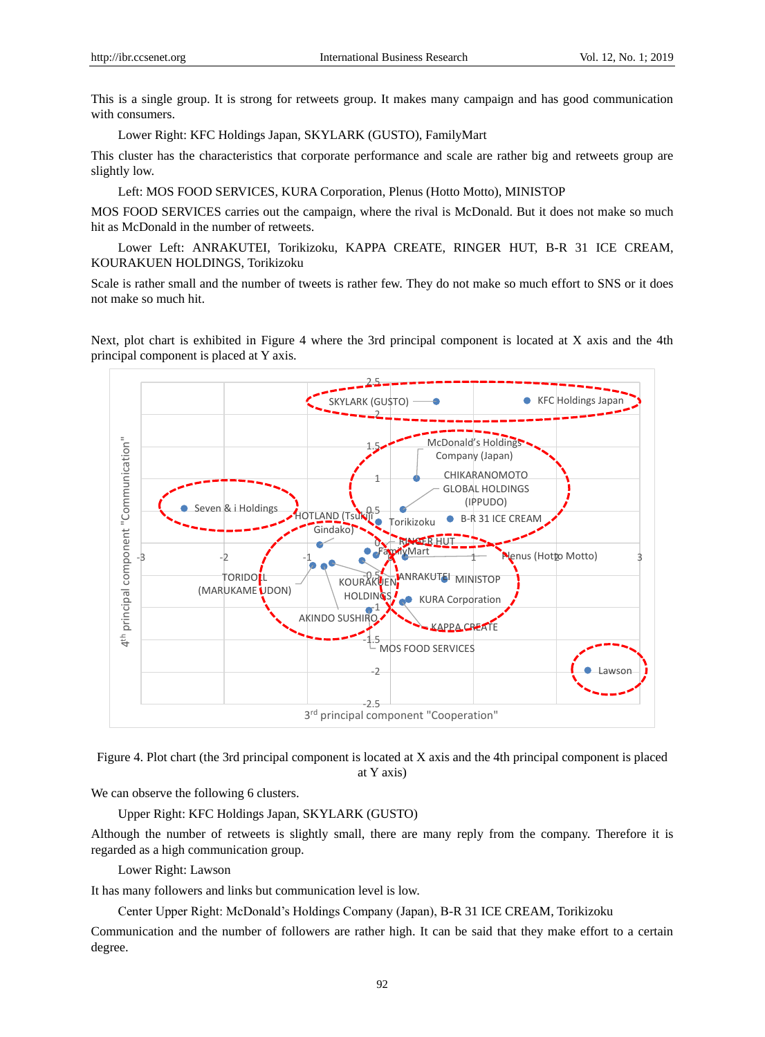This is a single group. It is strong for retweets group. It makes many campaign and has good communication with consumers.

Lower Right: KFC Holdings Japan, SKYLARK (GUSTO), FamilyMart

This cluster has the characteristics that corporate performance and scale are rather big and retweets group are slightly low.

Left: MOS FOOD SERVICES, KURA Corporation, Plenus (Hotto Motto), MINISTOP

MOS FOOD SERVICES carries out the campaign, where the rival is McDonald. But it does not make so much hit as McDonald in the number of retweets.

Lower Left: ANRAKUTEI, Torikizoku, KAPPA CREATE, RINGER HUT, B-R 31 ICE CREAM, KOURAKUEN HOLDINGS, Torikizoku

Scale is rather small and the number of tweets is rather few. They do not make so much effort to SNS or it does not make so much hit.

Next, plot chart is exhibited in Figure 4 where the 3rd principal component is located at X axis and the 4th principal component is placed at Y axis.

Figure 4. Plot chart (the 3rd principal component is located at X axis and the 4th principal component is placed at Y axis)

We can observe the following 6 clusters.

Upper Right: KFC Holdings Japan, SKYLARK (GUSTO)

Although the number of retweets is slightly small, there are many reply from the company. Therefore it is regarded as a high communication group.

Lower Right: Lawson

It has many followers and links but communication level is low.

Center Upper Right: McDonald's Holdings Company (Japan), B-R 31 ICE CREAM, Torikizoku

Communication and the number of followers are rather high. It can be said that they make effort to a certain degree.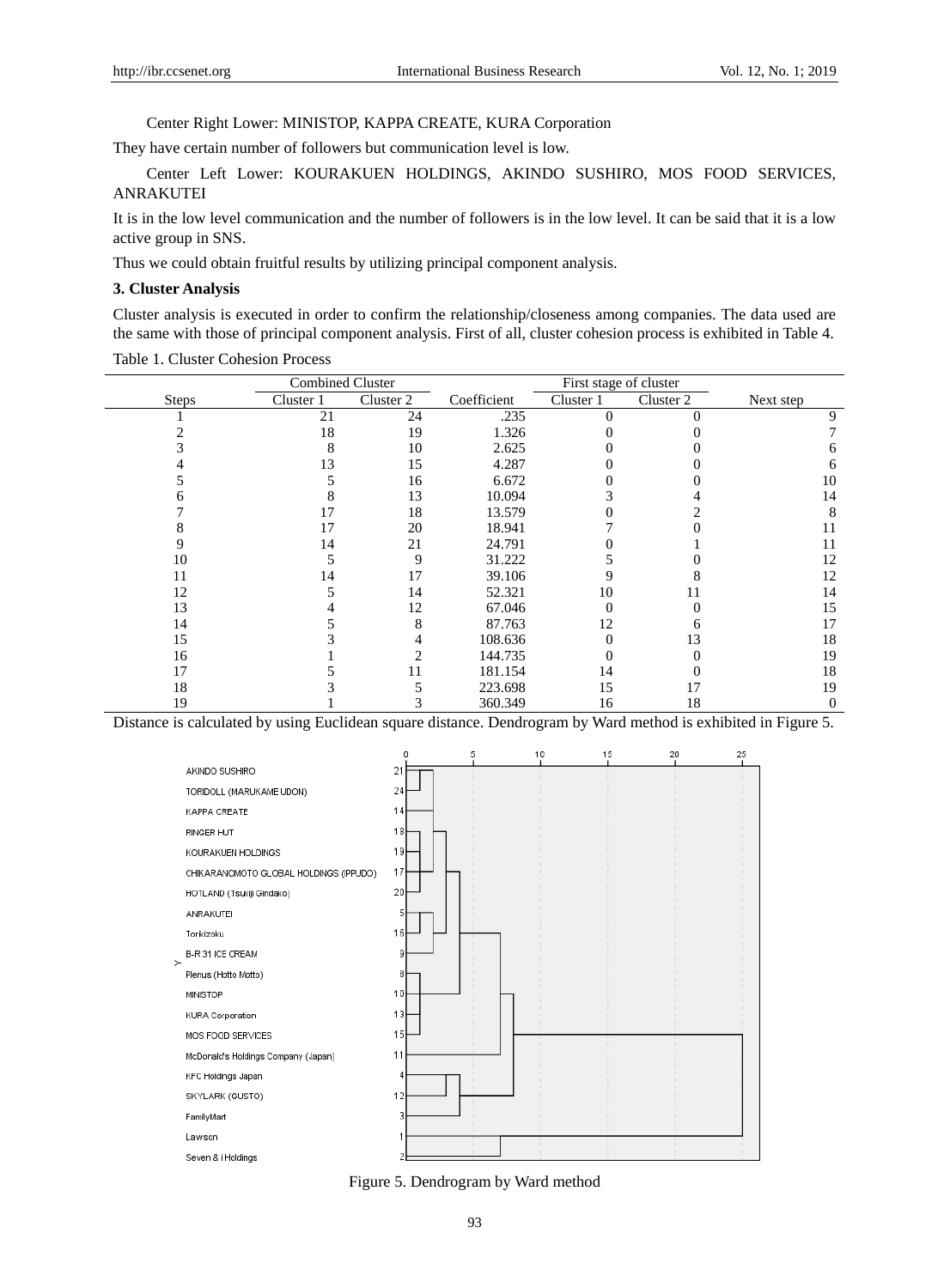Center Right Lower: MINISTOP, KAPPA CREATE, KURA Corporation

They have certain number of followers but communication level is low.

Center Left Lower: KOURAKUEN HOLDINGS, AKINDO SUSHIRO, MOS FOOD SERVICES, ANRAKUTEI

It is in the low level communication and the number of followers is in the low level. It can be said that it is a low active group in SNS.

Thus we could obtain fruitful results by utilizing principal component analysis.

**3. Cluster Analysis**

Cluster analysis is executed in order to confirm the relationship/closeness among companies. The data used are the same with those of principal component analysis. First of all, cluster cohesion process is exhibited in Table 4.

Table 1. Cluster Cohesion Process

| | Combined Cluster | | | First stage of cluster | | |
|---|---|---|---|---|---|---|
| Steps | Cluster 1 | Cluster 2 | Coefficient | Cluster 1 | Cluster 2 | Next step |
| 1 | 21 | 24 | .235 | 0 | 0 | 9 |
| 2 | 18 | 19 | 1.326 | 0 | 0 | 7 |
| 3 | 8 | 10 | 2.625 | 0 | 0 | 6 |
| 4 | 13 | 15 | 4.287 | 0 | 0 | 6 |
| 5 | 5 | 16 | 6.672 | 0 | 0 | 10 |
| 6 | 8 | 13 | 10.094 | 3 | 4 | 14 |
| 7 | 17 | 18 | 13.579 | 0 | 2 | 8 |
| 8 | 17 | 20 | 18.941 | 7 | 0 | 11 |
| 9 | 14 | 21 | 24.791 | 0 | 1 | 11 |
| 10 | 5 | 9 | 31.222 | 5 | 0 | 12 |
| 11 | 14 | 17 | 39.106 | 9 | 8 | 12 |
| 12 | 5 | 14 | 52.321 | 10 | 11 | 14 |
| 13 | 4 | 12 | 67.046 | 0 | 0 | 15 |
| 14 | 5 | 8 | 87.763 | 12 | 6 | 17 |
| 15 | 3 | 4 | 108.636 | 0 | 13 | 18 |
| 16 | 1 | 2 | 144.735 | 0 | 0 | 19 |
| 17 | 5 | 11 | 181.154 | 14 | 0 | 18 |
| 18 | 3 | 5 | 223.698 | 15 | 17 | 19 |
| 19 | 1 | 3 | 360.349 | 16 | 18 | 0 |

Distance is calculated by using Euclidean square distance. Dendrogram by Ward method is exhibited in Figure 5.

Figure 5. Dendrogram by Ward method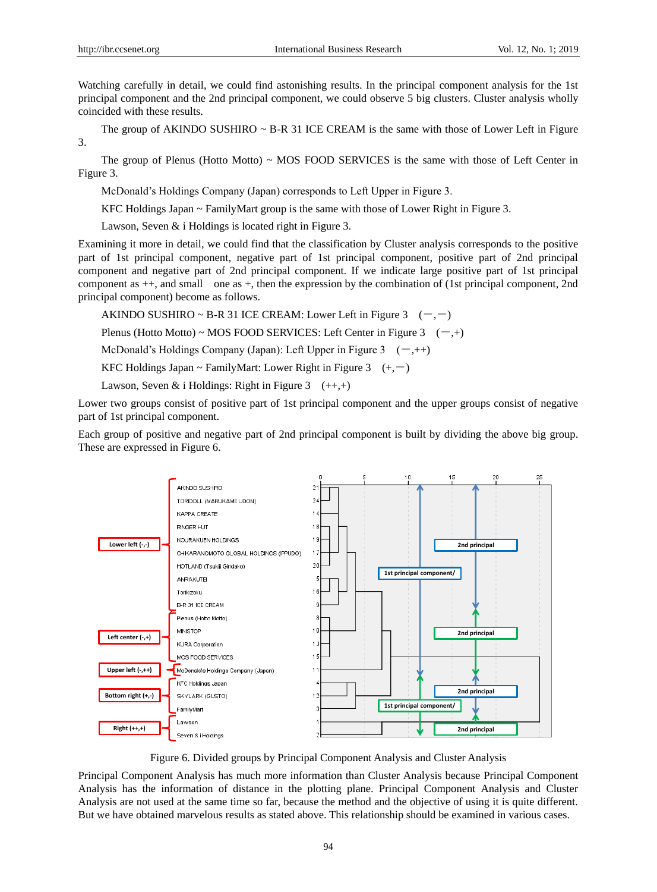Watching carefully in detail, we could find astonishing results. In the principal component analysis for the 1st principal component and the 2nd principal component, we could observe 5 big clusters. Cluster analysis wholly coincided with these results.

The group of AKINDO SUSHIRO ~ B-R 31 ICE CREAM is the same with those of Lower Left in Figure 3.

The group of Plenus (Hotto Motto) ~ MOS FOOD SERVICES is the same with those of Left Center in Figure 3.

McDonald's Holdings Company (Japan) corresponds to Left Upper in Figure 3.

KFC Holdings Japan ~ FamilyMart group is the same with those of Lower Right in Figure 3.

Lawson, Seven & i Holdings is located right in Figure 3.

Examining it more in detail, we could find that the classification by Cluster analysis corresponds to the positive part of 1st principal component, negative part of 1st principal component, positive part of 2nd principal component and negative part of 2nd principal component. If we indicate large positive part of 1st principal component as ++, and small one as +, then the expression by the combination of (1st principal component, 2nd principal component) become as follows.

AKINDO SUSHIRO ~ B-R 31 ICE CREAM: Lower Left in Figure 3 (−,−)

Plenus (Hotto Motto) ~ MOS FOOD SERVICES: Left Center in Figure 3 (−,+)

McDonald's Holdings Company (Japan): Left Upper in Figure 3 (−,++)

KFC Holdings Japan ~ FamilyMart: Lower Right in Figure 3 (+,−)

Lawson, Seven & i Holdings: Right in Figure 3 (++,+)

Lower two groups consist of positive part of 1st principal component and the upper groups consist of negative part of 1st principal component.

Each group of positive and negative part of 2nd principal component is built by dividing the above big group. These are expressed in Figure 6.

Figure 6. Divided groups by Principal Component Analysis and Cluster Analysis

Principal Component Analysis has much more information than Cluster Analysis because Principal Component Analysis has the information of distance in the plotting plane. Principal Component Analysis and Cluster Analysis are not used at the same time so far, because the method and the objective of using it is quite different. But we have obtained marvelous results as stated above. This relationship should be examined in various cases.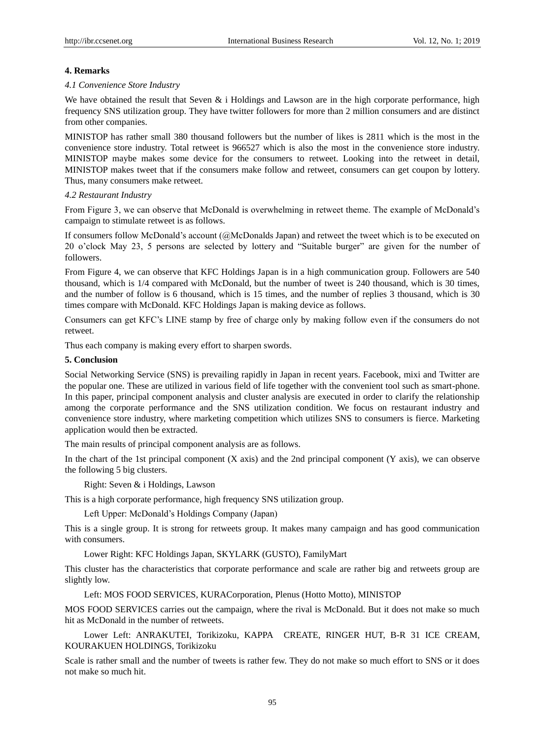## 4. Remarks

### *4.1 Convenience Store Industry*

We have obtained the result that Seven & i Holdings and Lawson are in the high corporate performance, high frequency SNS utilization group. They have twitter followers for more than 2 million consumers and are distinct from other companies.

MINISTOP has rather small 380 thousand followers but the number of likes is 2811 which is the most in the convenience store industry. Total retweet is 966527 which is also the most in the convenience store industry. MINISTOP maybe makes some device for the consumers to retweet. Looking into the retweet in detail, MINISTOP makes tweet that if the consumers make follow and retweet, consumers can get coupon by lottery. Thus, many consumers make retweet.

### *4.2 Restaurant Industry*

From Figure 3, we can observe that McDonald is overwhelming in retweet theme. The example of McDonald's campaign to stimulate retweet is as follows.

If consumers follow McDonald's account (@McDonalds Japan) and retweet the tweet which is to be executed on 20 o'clock May 23, 5 persons are selected by lottery and "Suitable burger" are given for the number of followers.

From Figure 4, we can observe that KFC Holdings Japan is in a high communication group. Followers are 540 thousand, which is 1/4 compared with McDonald, but the number of tweet is 240 thousand, which is 30 times, and the number of follow is 6 thousand, which is 15 times, and the number of replies 3 thousand, which is 30 times compare with McDonald. KFC Holdings Japan is making device as follows.

Consumers can get KFC's LINE stamp by free of charge only by making follow even if the consumers do not retweet.

Thus each company is making every effort to sharpen swords.

## 5. Conclusion

Social Networking Service (SNS) is prevailing rapidly in Japan in recent years. Facebook, mixi and Twitter are the popular one. These are utilized in various field of life together with the convenient tool such as smart-phone. In this paper, principal component analysis and cluster analysis are executed in order to clarify the relationship among the corporate performance and the SNS utilization condition. We focus on restaurant industry and convenience store industry, where marketing competition which utilizes SNS to consumers is fierce. Marketing application would then be extracted.

The main results of principal component analysis are as follows.

In the chart of the 1st principal component (X axis) and the 2nd principal component (Y axis), we can observe the following 5 big clusters.

Right: Seven & i Holdings, Lawson

This is a high corporate performance, high frequency SNS utilization group.

Left Upper: McDonald's Holdings Company (Japan)

This is a single group. It is strong for retweets group. It makes many campaign and has good communication with consumers.

Lower Right: KFC Holdings Japan, SKYLARK (GUSTO), FamilyMart

This cluster has the characteristics that corporate performance and scale are rather big and retweets group are slightly low.

Left: MOS FOOD SERVICES, KURACorporation, Plenus (Hotto Motto), MINISTOP

MOS FOOD SERVICES carries out the campaign, where the rival is McDonald. But it does not make so much hit as McDonald in the number of retweets.

Lower Left: ANRAKUTEI, Torikizoku, KAPPA CREATE, RINGER HUT, B-R 31 ICE CREAM, KOURAKUEN HOLDINGS, Torikizoku

Scale is rather small and the number of tweets is rather few. They do not make so much effort to SNS or it does not make so much hit.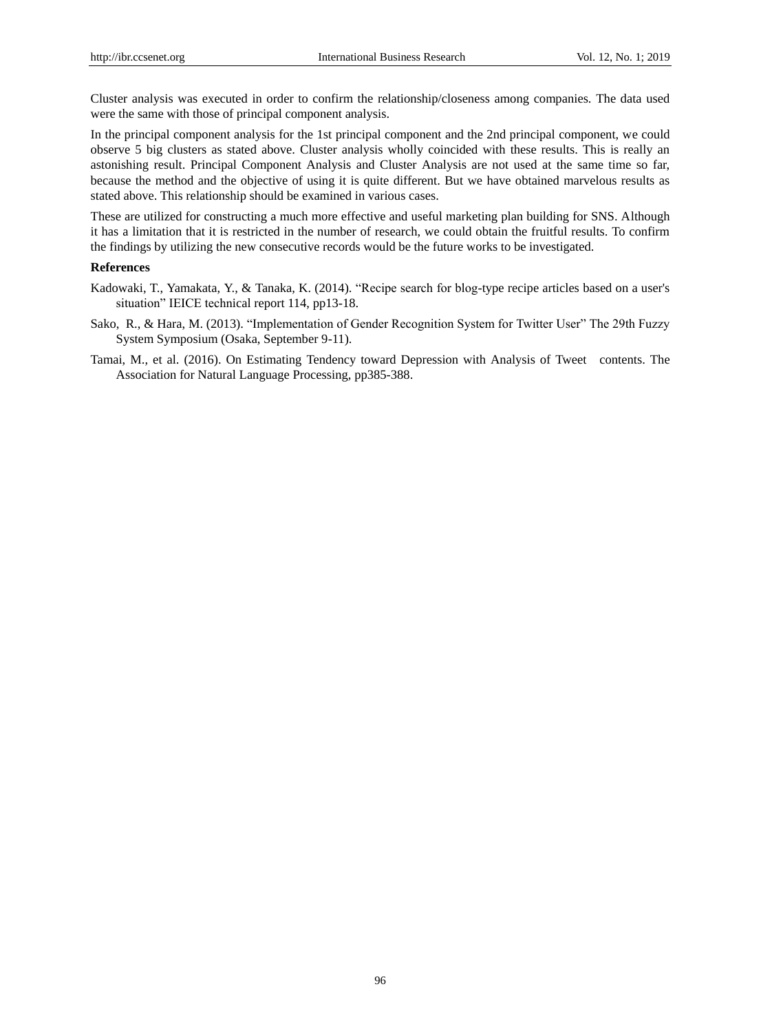Cluster analysis was executed in order to confirm the relationship/closeness among companies. The data used were the same with those of principal component analysis.

In the principal component analysis for the 1st principal component and the 2nd principal component, we could observe 5 big clusters as stated above. Cluster analysis wholly coincided with these results. This is really an astonishing result. Principal Component Analysis and Cluster Analysis are not used at the same time so far, because the method and the objective of using it is quite different. But we have obtained marvelous results as stated above. This relationship should be examined in various cases.

These are utilized for constructing a much more effective and useful marketing plan building for SNS. Although it has a limitation that it is restricted in the number of research, we could obtain the fruitful results. To confirm the findings by utilizing the new consecutive records would be the future works to be investigated.

**References**

Kadowaki, T., Yamakata, Y., & Tanaka, K. (2014). "Recipe search for blog-type recipe articles based on a user's situation" IEICE technical report 114, pp13-18.

Sako, R., & Hara, M. (2013). "Implementation of Gender Recognition System for Twitter User" The 29th Fuzzy System Symposium (Osaka, September 9-11).

Tamai, M., et al. (2016). On Estimating Tendency toward Depression with Analysis of Tweet contents. The Association for Natural Language Processing, pp385-388.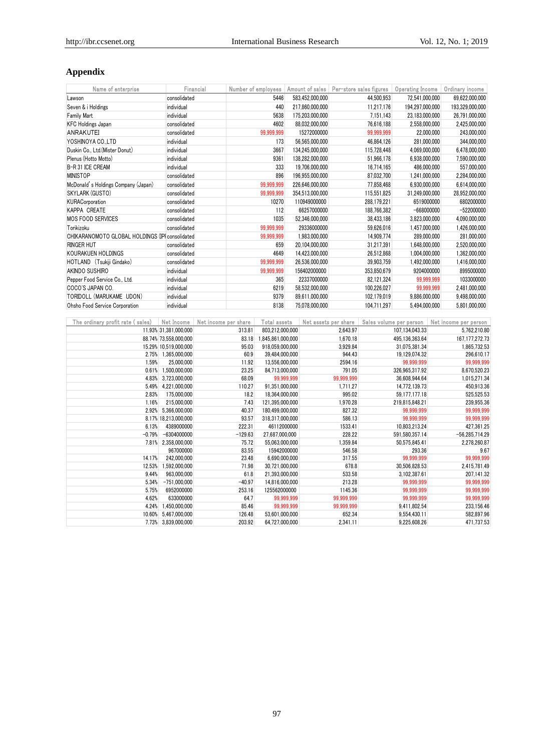## Appendix

| Name of enterprise | Financial | Number of employees | Amount of sales | Per-store sales figures | Operating Income | Ordinary income |
|---|---|---|---|---|---|---|
| Lawson | consolidated | 5446 | 583,452,000,000 | 44,500,953 | 72,541,000,000 | 69,622,000,000 |
| Seven & i Holdings | individual | 440 | 217,860,000,000 | 11,217,176 | 194,297,000,000 | 193,329,000,000 |
| Family Mart | individual | 5638 | 175,203,000,000 | 7,151,143 | 23,183,000,000 | 26,791,000,000 |
| KFC Holdings Japan | consolidated | 4602 | 88,032,000,000 | 76,616,188 | 2,558,000,000 | 2,425,000,000 |
| ANRAKUTEI | consolidated | 99,999,999 | 15272000000 | 99,999,999 | 22,000,000 | 243,000,000 |
| YOSHINOYA CO.,LTD | individual | 173 | 56,565,000,000 | 46,864,126 | 281,000,000 | 344,000,000 |
| Duskin Co., Ltd.(Mister Donut) | individual | 3667 | 134,245,000,000 | 115,728,448 | 4,069,000,000 | 6,478,000,000 |
| Plenus (Hotto Motto) | individual | 9361 | 138,282,000,000 | 51,966,178 | 6,938,000,000 | 7,590,000,000 |
| B-R 31 ICE CREAM | individual | 333 | 19,706,000,000 | 16,714,165 | 486,000,000 | 557,000,000 |
| MINISTOP | consolidated | 896 | 196,955,000,000 | 87,032,700 | 1,241,000,000 | 2,284,000,000 |
| McDonald's Holdings Company (Japan) | consolidated | 99,999,999 | 226,646,000,000 | 77,858,468 | 6,930,000,000 | 6,614,000,000 |
| SKYLARK (GUSTO) | consolidated | 99,999,999 | 354,513,000,000 | 115,551,825 | 31,249,000,000 | 28,952,000,000 |
| KURACorporation | consolidated | 10270 | 110949000000 | 288,179,221 | 6519000000 | 6802000000 |
| KAPPA CREATE | consolidated | 112 | 66257000000 | 188,766,382 | −668000000 | −522000000 |
| MOS FOOD SERVICES | consolidated | 1035 | 52,346,000,000 | 38,433,186 | 3,823,000,000 | 4,090,000,000 |
| Torikizoku | consolidated | 99,999,999 | 29336000000 | 59,626,016 | 1,457,000,000 | 1,426,000,000 |
| CHIKARANOMOTO GLOBAL HOLDINGS (IPP | consolidated | 99,999,999 | 1,983,000,000 | 14,909,774 | 289,000,000 | 281,000,000 |
| RINGER HUT | consolidated | 659 | 20,104,000,000 | 31,217,391 | 1,648,000,000 | 2,520,000,000 |
| KOURAKUEN HOLDINGS | consolidated | 4649 | 14,423,000,000 | 26,512,868 | 1,004,000,000 | 1,362,000,000 |
| HOTLAND (Tsukiji Gindako) | consolidated | 99,999,999 | 26,536,000,000 | 39,903,759 | 1,492,000,000 | 1,416,000,000 |
| AKINDO SUSHIRO | individual | 99,999,999 | 156402000000 | 353,850,679 | 9204000000 | 8995000000 |
| Pepper Food Service Co., Ltd. | individual | 365 | 22337000000 | 82,121,324 | 99,999,999 | 1033000000 |
| COCO'S JAPAN CO. | individual | 6219 | 58,532,000,000 | 100,226,027 | 99,999,999 | 2,481,000,000 |
| TORIDOLL (MARUKAME UDON) | individual | 9379 | 89,611,000,000 | 102,179,019 | 9,886,000,000 | 9,498,000,000 |
| Ohsho Food Service Corporation | individual | 8138 | 75,078,000,000 | 104,711,297 | 5,494,000,000 | 5,801,000,000 |

| The ordinary profit rate (sales) | Net Income | Net income per share | Total assets | Net assets per share | Sales volume per person | Net income per person |
|---|---|---|---|---|---|---|
| 11.93% | 31,381,000,000 | 313.81 | 803,212,000,000 | 2,643.97 | 107,134,043.33 | 5,762,210.80 |
| 88.74% | 73,558,000,000 | 83.18 | 1,845,861,000,000 | 1,670.18 | 495,136,363.64 | 167,177,272.73 |
| 15.29% | 10,519,000,000 | 95.03 | 918,059,000,000 | 3,929.84 | 31,075,381.34 | 1,865,732.53 |
| 2.75% | 1,365,000,000 | 60.9 | 39,484,000,000 | 944.43 | 19,129,074.32 | 296,610.17 |
| 1.59% | 25,000,000 | 11.92 | 13,556,000,000 | 2594.16 | 99,999,999 | 99,999,999 |
| 0.61% | 1,500,000,000 | 23.25 | 84,713,000,000 | 791.05 | 326,965,317.92 | 8,670,520.23 |
| 4.83% | 3,723,000,000 | 68.09 | 99,999,999 | 99,999,999 | 36,608,944.64 | 1,015,271.34 |
| 5.49% | 4,221,000,000 | 110.27 | 91,351,000,000 | 1,711.27 | 14,772,139.73 | 450,913.36 |
| 2.83% | 175,000,000 | 18.2 | 18,364,000,000 | 995.02 | 59,177,177.18 | 525,525.53 |
| 1.16% | 215,000,000 | 7.43 | 121,395,000,000 | 1,970.28 | 219,815,848.21 | 239,955.36 |
| 2.92% | 5,366,000,000 | 40.37 | 180,499,000,000 | 827.32 | 99,999,999 | 99,999,999 |
| 8.17% | 18,213,000,000 | 93.57 | 318,317,000,000 | 586.13 | 99,999,999 | 99,999,999 |
| 6.13% | 4389000000 | 222.31 | 46112000000 | 1533.41 | 10,803,213.24 | 427,361.25 |
| −0.79% | −6304000000 | −129.63 | 27,687,000,000 | 228.22 | 591,580,357.14 | −56,285,714.29 |
| 7.81% | 2,358,000,000 | 75.72 | 55,063,000,000 | 1,359.84 | 50,575,845.41 | 2,278,260.87 |
| | 967000000 | 83.55 | 15942000000 | 546.58 | 293.36 | 9.67 |
| 14.17% | 242,000,000 | 23.48 | 6,690,000,000 | 317.55 | 99,999,999 | 99,999,999 |
| 12.53% | 1,592,000,000 | 71.98 | 30,721,000,000 | 678.8 | 30,506,828.53 | 2,415,781.49 |
| 9.44% | 963,000,000 | 61.8 | 21,393,000,000 | 533.58 | 3,102,387.61 | 207,141.32 |
| 5.34% | −751,000,000 | −40.97 | 14,816,000,000 | 213.28 | 99,999,999 | 99,999,999 |
| 5.75% | 6952000000 | 253.16 | 125562000000 | 1145.36 | 99,999,999 | 99,999,999 |
| 4.62% | 633000000 | 64.7 | 99,999,999 | 99,999,999 | 99,999,999 | 99,999,999 |
| 4.24% | 1,450,000,000 | 85.46 | 99,999,999 | 99,999,999 | 9,411,802.54 | 233,156.46 |
| 10.60% | 5,467,000,000 | 126.48 | 53,601,000,000 | 652.34 | 9,554,430.11 | 582,897.96 |
| 7.73% | 3,839,000,000 | 203.92 | 64,727,000,000 | 2,341.11 | 9,225,608.26 | 471,737.53 |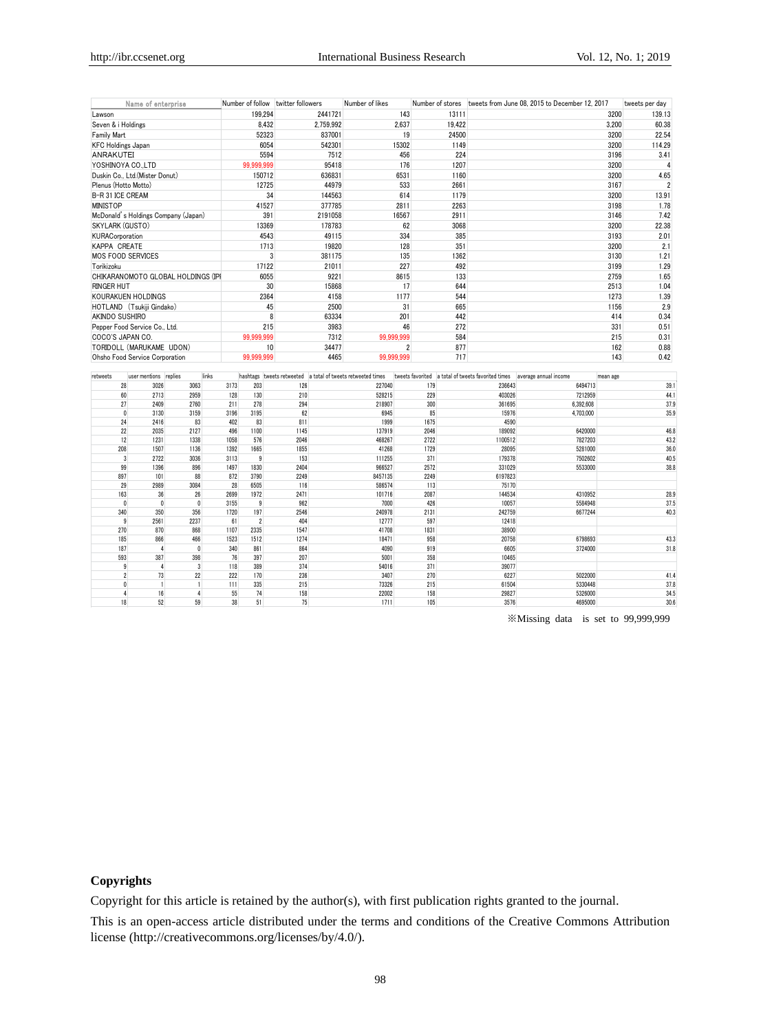| Name of enterprise | Number of follow | twitter followers | Number of likes | Number of stores | tweets from June 08, 2015 to December 12, 2017 | tweets per day |
|---|---|---|---|---|---|---|
| Lawson | 199,294 | 2441721 | 143 | 13111 | 3200 | 139.13 |
| Seven & i Holdings | 8,432 | 2,759,992 | 2,637 | 19,422 | 3,200 | 60.38 |
| Family Mart | 52323 | 837001 | 19 | 24500 | 3200 | 22.54 |
| KFC Holdings Japan | 6054 | 542301 | 15302 | 1149 | 3200 | 114.29 |
| ANRAKUTEI | 5594 | 7512 | 456 | 224 | 3196 | 3.41 |
| YOSHINOYA CO.,LTD | 99,999,999 | 95418 | 176 | 1207 | 3200 | 4 |
| Duskin Co., Ltd.(Mister Donut) | 150712 | 636831 | 6531 | 1160 | 3200 | 4.65 |
| Plenus (Hotto Motto) | 12725 | 44979 | 533 | 2661 | 3167 | 2 |
| B-R 31 ICE CREAM | 34 | 144563 | 614 | 1179 | 3200 | 13.91 |
| MINISTOP | 41527 | 377785 | 2811 | 2263 | 3198 | 1.78 |
| McDonald' s Holdings Company (Japan) | 391 | 2191058 | 16567 | 2911 | 3146 | 7.42 |
| SKYLARK (GUSTO) | 13369 | 178783 | 62 | 3068 | 3200 | 22.38 |
| KURACorporation | 4543 | 49115 | 334 | 385 | 3193 | 2.01 |
| KAPPA CREATE | 1713 | 19820 | 128 | 351 | 3200 | 2.1 |
| MOS FOOD SERVICES | 3 | 381175 | 135 | 1362 | 3130 | 1.21 |
| Torikizoku | 17122 | 21011 | 227 | 492 | 3199 | 1.29 |
| CHIKARANOMOTO GLOBAL HOLDINGS (IPI | 6055 | 9221 | 8615 | 133 | 2759 | 1.65 |
| RINGER HUT | 30 | 15868 | 17 | 644 | 2513 | 1.04 |
| KOURAKUEN HOLDINGS | 2364 | 4158 | 1177 | 544 | 1273 | 1.39 |
| HOTLAND (Tsukiji Gindako) | 45 | 2500 | 31 | 665 | 1156 | 2.9 |
| AKINDO SUSHIRO | 8 | 63334 | 201 | 442 | 414 | 0.34 |
| Pepper Food Service Co., Ltd. | 215 | 3983 | 46 | 272 | 331 | 0.51 |
| COCO'S JAPAN CO. | 99,999,999 | 7312 | 99,999,999 | 584 | 215 | 0.31 |
| TORIDOLL (MARUKAME UDON) | 10 | 34477 | 2 | 877 | 162 | 0.88 |
| Ohsho Food Service Corporation | 99,999,999 | 4465 | 99,999,999 | 717 | 143 | 0.42 |

| retweets | user mentions | replies | links | hashtags | tweets retweeted | a total of tweets retweeted times | tweets favorited | a total of tweets favorited times | average annual income | mean age |
|---|---|---|---|---|---|---|---|---|---|---|
| 28 | 3026 | 3063 | 3173 | 203 | 126 | 227040 | 179 | 236643 | 6494713 | 39.1 |
| 60 | 2713 | 2959 | 128 | 130 | 210 | 528215 | 229 | 403026 | 7212959 | 44.1 |
| 27 | 2409 | 2760 | 211 | 278 | 294 | 218907 | 300 | 361695 | 6,392,608 | 37.9 |
| 0 | 3130 | 3159 | 3196 | 3195 | 62 | 6945 | 85 | 15976 | 4,703,000 | 35.9 |
| 24 | 2416 | 83 | 402 | 83 | 811 | 1999 | 1675 | 4590 | | |
| 22 | 2035 | 2127 | 496 | 1100 | 1145 | 137919 | 2046 | 189092 | 6420000 | 46.8 |
| 12 | 1231 | 1338 | 1058 | 576 | 2046 | 468267 | 2722 | 1100512 | 7827203 | 43.2 |
| 208 | 1507 | 1136 | 1392 | 1665 | 1855 | 41268 | 1729 | 28095 | 5281000 | 36.0 |
| 3 | 2722 | 3036 | 3113 | 9 | 153 | 111255 | 371 | 179378 | 7502602 | 40.5 |
| 99 | 1396 | 896 | 1497 | 1830 | 2404 | 966527 | 2572 | 331029 | 5533000 | 38.8 |
| 897 | 101 | 88 | 872 | 3790 | 2249 | 8457135 | 2249 | 6197823 | | |
| 29 | 2989 | 3084 | 28 | 6505 | 116 | 586574 | 113 | 75170 | | |
| 163 | 36 | 26 | 2699 | 1972 | 2471 | 101716 | 2087 | 144534 | 4310952 | 28.9 |
| 0 | 0 | 0 | 3155 | 9 | 962 | 7000 | 426 | 10057 | 5584948 | 37.5 |
| 340 | 350 | 356 | 1720 | 197 | 2546 | 240978 | 2131 | 242759 | 6677244 | 40.3 |
| 9 | 2561 | 2237 | 61 | 2 | 404 | 12777 | 597 | 12418 | | |
| 270 | 870 | 868 | 1107 | 2335 | 1547 | 41708 | 1831 | 38900 | | |
| 185 | 866 | 466 | 1523 | 1512 | 1274 | 18471 | 958 | 20758 | 6798693 | 43.3 |
| 187 | 4 | 0 | 340 | 861 | 864 | 4090 | 919 | 6605 | 3724000 | 31.8 |
| 593 | 387 | 398 | 76 | 397 | 207 | 5001 | 358 | 10465 | | |
| 9 | 4 | 3 | 118 | 389 | 374 | 54016 | 371 | 39077 | | |
| 2 | 73 | 22 | 222 | 170 | 236 | 3407 | 270 | 6227 | 5022000 | 41.4 |
| 0 | 1 | 1 | 111 | 335 | 215 | 73326 | 215 | 61504 | 5330448 | 37.8 |
| 4 | 16 | 4 | 55 | 74 | 158 | 22002 | 158 | 29827 | 5326000 | 34.5 |
| 18 | 52 | 59 | 38 | 51 | 75 | 1711 | 105 | 3576 | 4695000 | 30.6 |

※Missing data is set to 99,999,999

## Copyrights

Copyright for this article is retained by the author(s), with first publication rights granted to the journal.

This is an open-access article distributed under the terms and conditions of the Creative Commons Attribution license (http://creativecommons.org/licenses/by/4.0/).